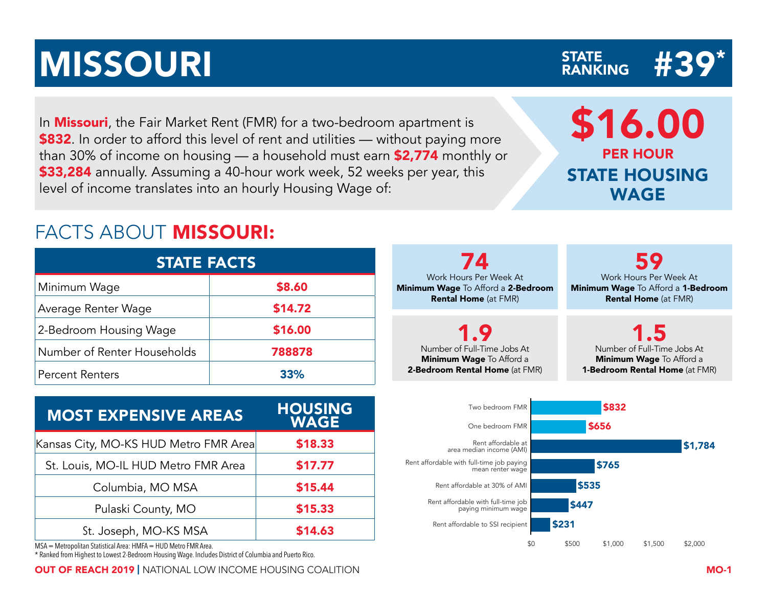# MISSOURI

STATE RANKING **#39***

In **Missouri**, the Fair Market Rent (FMR) for a two-bedroom apartment is **$832**. In order to afford this level of rent and utilities — without paying more than 30% of income on housing — a household must earn **$2,774** monthly or **$33,284** annually. Assuming a 40-hour work week, 52 weeks per year, this level of income translates into an hourly Housing Wage of:

**$16.00**
**PER HOUR**
**STATE HOUSING WAGE**

## FACTS ABOUT **MISSOURI:**

| STATE FACTS | |
|---|---|
| Minimum Wage | $8.60 |
| Average Renter Wage | $14.72 |
| 2-Bedroom Housing Wage | $16.00 |
| Number of Renter Households | 788878 |
| Percent Renters | 33% |

| MOST EXPENSIVE AREAS | HOUSING WAGE |
|---|---|
| Kansas City, MO-KS HUD Metro FMR Area | $18.33 |
| St. Louis, MO-IL HUD Metro FMR Area | $17.77 |
| Columbia, MO MSA | $15.44 |
| Pulaski County, MO | $15.33 |
| St. Joseph, MO-KS MSA | $14.63 |

MSA = Metropolitan Statistical Area: HMFA = HUD Metro FMR Area.

* Ranked from Highest to Lowest 2-Bedroom Housing Wage. Includes District of Columbia and Puerto Rico.

**74** Work Hours Per Week At **Minimum Wage** To Afford a **2-Bedroom Rental Home** (at FMR)

**59** Work Hours Per Week At **Minimum Wage** To Afford a **1-Bedroom Rental Home** (at FMR)

**1.9** Number of Full-Time Jobs At **Minimum Wage** To Afford a **2-Bedroom Rental Home** (at FMR)

**1.5** Number of Full-Time Jobs At **Minimum Wage** To Afford a **1-Bedroom Rental Home** (at FMR)

| | |
|---|---|
| Two bedroom FMR | $832 |
| One bedroom FMR | $656 |
| Rent affordable at area median income (AMI) | $1,784 |
| Rent affordable with full-time job paying mean renter wage | $765 |
| Rent affordable at 30% of AMI | $535 |
| Rent affordable with full-time job paying minimum wage | $447 |
| Rent affordable to SSI recipient | $231 |

**OUT OF REACH 2019** | NATIONAL LOW INCOME HOUSING COALITION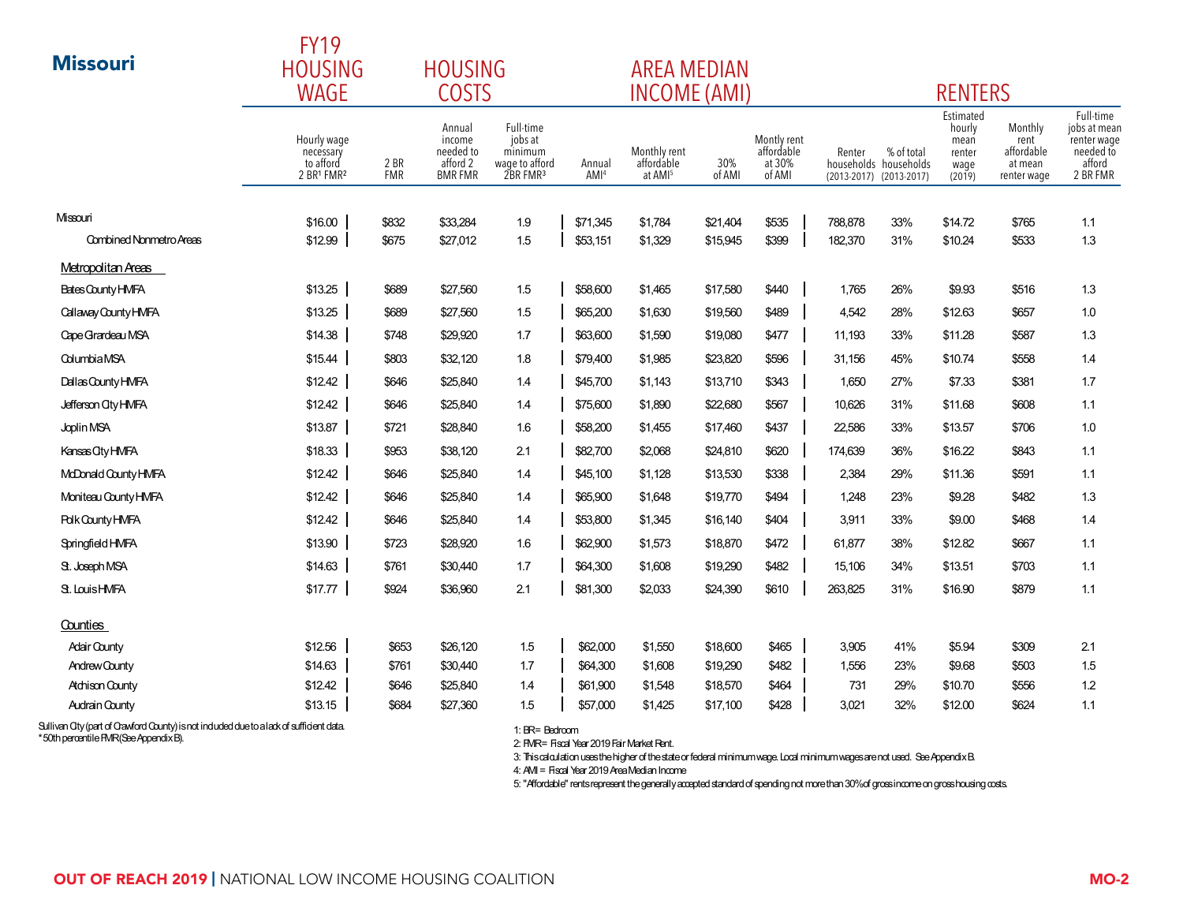# Missouri

| | FY19 HOUSING WAGE | HOUSING COSTS | | | AREA MEDIAN INCOME (AMI) | | | | RENTERS | | | | |
|---|---|---|---|---|---|---|---|---|---|---|---|---|---|
| | Hourly wage necessary to afford 2 BR[1] FMR[2] | 2 BR FMR | Annual income needed to afford 2 BMR FMR | Full-time jobs at minimum wage to afford 2BR FMR[3] | Annual AMI[4] | Monthly rent affordable at AMI[5] | 30% of AMI | Montly rent affordable at 30% of AMI | Renter households (2013-2017) | % of total households (2013-2017) | Estimated hourly mean renter wage (2019) | Monthly rent affordable at mean renter wage | Full-time jobs at mean renter wage needed to afford 2 BR FMR |
| Missouri | $16.00 | $832 | $33,284 | 1.9 | $71,345 | $1,784 | $21,404 | $535 | 788,878 | 33% | $14.72 | $765 | 1.1 |
| Combined Nonmetro Areas | $12.99 | $675 | $27,012 | 1.5 | $53,151 | $1,329 | $15,945 | $399 | 182,370 | 31% | $10.24 | $533 | 1.3 |
| **Metropolitan Areas** | | | | | | | | | | | | | |
| Bates County HMFA | $13.25 | $689 | $27,560 | 1.5 | $58,600 | $1,465 | $17,580 | $440 | 1,765 | 26% | $9.93 | $516 | 1.3 |
| Callaway County HMFA | $13.25 | $689 | $27,560 | 1.5 | $65,200 | $1,630 | $19,560 | $489 | 4,542 | 28% | $12.63 | $657 | 1.0 |
| Cape Girardeau MSA | $14.38 | $748 | $29,920 | 1.7 | $63,600 | $1,590 | $19,080 | $477 | 11,193 | 33% | $11.28 | $587 | 1.3 |
| Columbia MSA | $15.44 | $803 | $32,120 | 1.8 | $79,400 | $1,985 | $23,820 | $596 | 31,156 | 45% | $10.74 | $558 | 1.4 |
| Dallas County HMFA | $12.42 | $646 | $25,840 | 1.4 | $45,700 | $1,143 | $13,710 | $343 | 1,650 | 27% | $7.33 | $381 | 1.7 |
| Jefferson City HMFA | $12.42 | $646 | $25,840 | 1.4 | $75,600 | $1,890 | $22,680 | $567 | 10,626 | 31% | $11.68 | $608 | 1.1 |
| Joplin MSA | $13.87 | $721 | $28,840 | 1.6 | $58,200 | $1,455 | $17,460 | $437 | 22,586 | 33% | $13.57 | $706 | 1.0 |
| Kansas City HMFA | $18.33 | $953 | $38,120 | 2.1 | $82,700 | $2,068 | $24,810 | $620 | 174,639 | 36% | $16.22 | $843 | 1.1 |
| McDonald County HMFA | $12.42 | $646 | $25,840 | 1.4 | $45,100 | $1,128 | $13,530 | $338 | 2,384 | 29% | $11.36 | $591 | 1.1 |
| Moniteau County HMFA | $12.42 | $646 | $25,840 | 1.4 | $65,900 | $1,648 | $19,770 | $494 | 1,248 | 23% | $9.28 | $482 | 1.3 |
| Polk County HMFA | $12.42 | $646 | $25,840 | 1.4 | $53,800 | $1,345 | $16,140 | $404 | 3,911 | 33% | $9.00 | $468 | 1.4 |
| Springfield HMFA | $13.90 | $723 | $28,920 | 1.6 | $62,900 | $1,573 | $18,870 | $472 | 61,877 | 38% | $12.82 | $667 | 1.1 |
| St. Joseph MSA | $14.63 | $761 | $30,440 | 1.7 | $64,300 | $1,608 | $19,290 | $482 | 15,106 | 34% | $13.51 | $703 | 1.1 |
| St. Louis HMFA | $17.77 | $924 | $36,960 | 2.1 | $81,300 | $2,033 | $24,390 | $610 | 263,825 | 31% | $16.90 | $879 | 1.1 |
| **Counties** | | | | | | | | | | | | | |
| Adair County | $12.56 | $653 | $26,120 | 1.5 | $62,000 | $1,550 | $18,600 | $465 | 3,905 | 41% | $5.94 | $309 | 2.1 |
| Andrew County | $14.63 | $761 | $30,440 | 1.7 | $64,300 | $1,608 | $19,290 | $482 | 1,556 | 23% | $9.68 | $503 | 1.5 |
| Atchison County | $12.42 | $646 | $25,840 | 1.4 | $61,900 | $1,548 | $18,570 | $464 | 731 | 29% | $10.70 | $556 | 1.2 |
| Audrain County | $13.15 | $684 | $27,360 | 1.5 | $57,000 | $1,425 | $17,100 | $428 | 3,021 | 32% | $12.00 | $624 | 1.1 |

Sullivan City (part of Crawford County) is not included due to a lack of sufficient data.
* 50th percentile FMR (See Appendix B).

1: BR = Bedroom
2: FMR = Fiscal Year 2019 Fair Market Rent.
3: This calculation uses the higher of the state or federal minimum wage. Local minimum wages are not used. See Appendix B.
4: AMI = Fiscal Year 2019 Area Median Income
5: "Affordable" rents represent the generally accepted standard of spending not more than 30% of gross income on gross housing costs.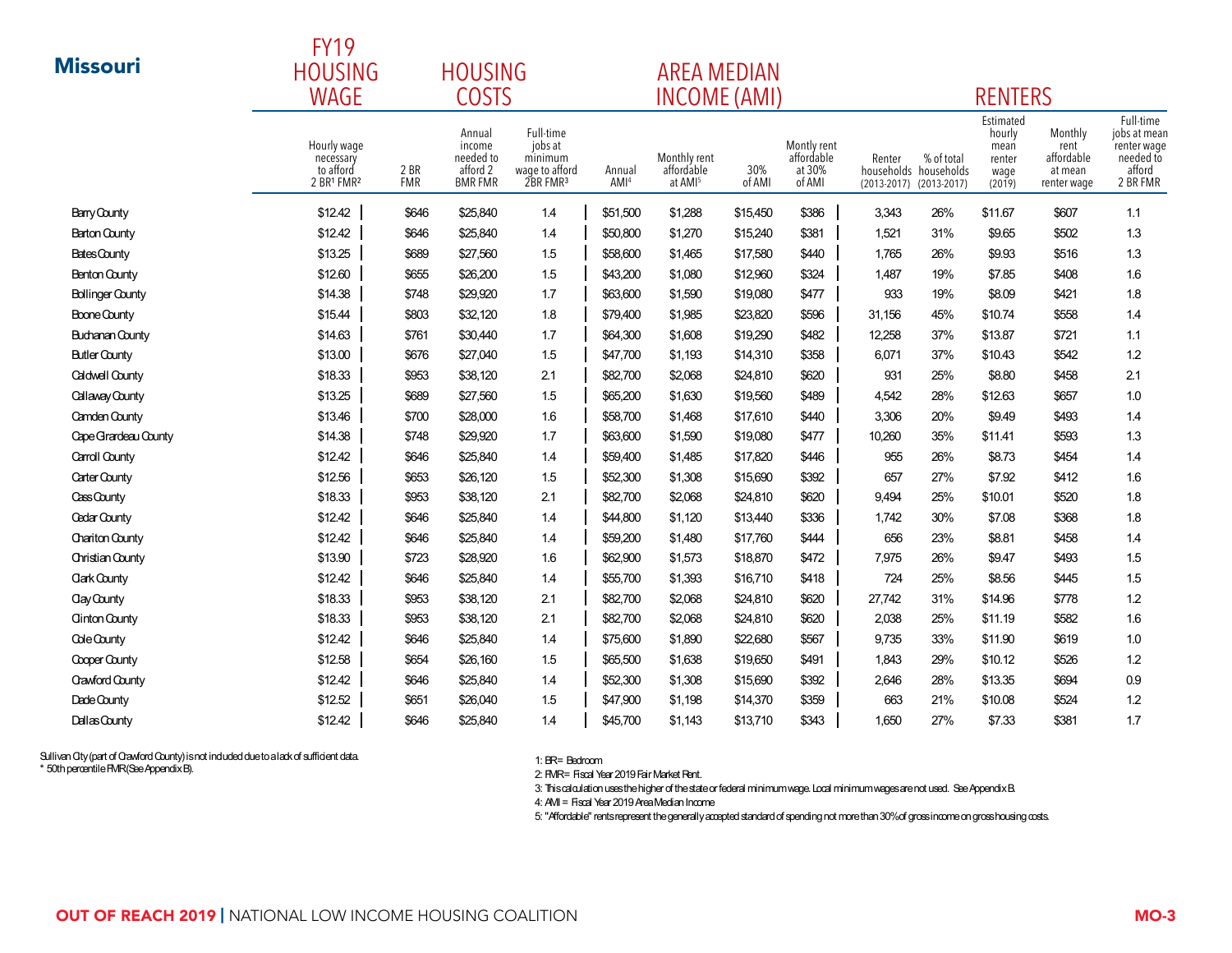# Missouri

| | FY19 HOUSING WAGE | HOUSING COSTS | | | AREA MEDIAN INCOME (AMI) | | | | RENTERS | | | | |
|---|---|---|---|---|---|---|---|---|---|---|---|---|---|
| | Hourly wage necessary to afford 2 BR[1] FMR[2] | 2 BR FMR | Annual income needed to afford 2 BMR FMR | Full-time jobs at minimum wage to afford 2BR FMR[3] | Annual AMI[4] | Monthly rent affordable at AMI[5] | 30% of AMI | Montly rent affordable at 30% of AMI | Renter households (2013-2017) | % of total households (2013-2017) | Estimated hourly mean renter wage (2019) | Monthly rent affordable at mean renter wage | Full-time jobs at mean renter wage needed to afford 2 BR FMR |
| Barry County | $12.42 | $646 | $25,840 | 1.4 | $51,500 | $1,288 | $15,450 | $386 | 3,343 | 26% | $11.67 | $607 | 1.1 |
| Barton County | $12.42 | $646 | $25,840 | 1.4 | $50,800 | $1,270 | $15,240 | $381 | 1,521 | 31% | $9.65 | $502 | 1.3 |
| Bates County | $13.25 | $689 | $27,560 | 1.5 | $58,600 | $1,465 | $17,580 | $440 | 1,765 | 26% | $9.93 | $516 | 1.3 |
| Benton County | $12.60 | $655 | $26,200 | 1.5 | $43,200 | $1,080 | $12,960 | $324 | 1,487 | 19% | $7.85 | $408 | 1.6 |
| Bollinger County | $14.38 | $748 | $29,920 | 1.7 | $63,600 | $1,590 | $19,080 | $477 | 933 | 19% | $8.09 | $421 | 1.8 |
| Boone County | $15.44 | $803 | $32,120 | 1.8 | $79,400 | $1,985 | $23,820 | $596 | 31,156 | 45% | $10.74 | $558 | 1.4 |
| Buchanan County | $14.63 | $761 | $30,440 | 1.7 | $64,300 | $1,608 | $19,290 | $482 | 12,258 | 37% | $13.87 | $721 | 1.1 |
| Butler County | $13.00 | $676 | $27,040 | 1.5 | $47,700 | $1,193 | $14,310 | $358 | 6,071 | 37% | $10.43 | $542 | 1.2 |
| Caldwell County | $18.33 | $953 | $38,120 | 2.1 | $82,700 | $2,068 | $24,810 | $620 | 931 | 25% | $8.80 | $458 | 2.1 |
| Callaway County | $13.25 | $689 | $27,560 | 1.5 | $65,200 | $1,630 | $19,560 | $489 | 4,542 | 28% | $12.63 | $657 | 1.0 |
| Camden County | $13.46 | $700 | $28,000 | 1.6 | $58,700 | $1,468 | $17,610 | $440 | 3,306 | 20% | $9.49 | $493 | 1.4 |
| Cape Girardeau County | $14.38 | $748 | $29,920 | 1.7 | $63,600 | $1,590 | $19,080 | $477 | 10,260 | 35% | $11.41 | $593 | 1.3 |
| Carroll County | $12.42 | $646 | $25,840 | 1.4 | $59,400 | $1,485 | $17,820 | $446 | 955 | 26% | $8.73 | $454 | 1.4 |
| Carter County | $12.56 | $653 | $26,120 | 1.5 | $52,300 | $1,308 | $15,690 | $392 | 657 | 27% | $7.92 | $412 | 1.6 |
| Cass County | $18.33 | $953 | $38,120 | 2.1 | $82,700 | $2,068 | $24,810 | $620 | 9,494 | 25% | $10.01 | $520 | 1.8 |
| Cedar County | $12.42 | $646 | $25,840 | 1.4 | $44,800 | $1,120 | $13,440 | $336 | 1,742 | 30% | $7.08 | $368 | 1.8 |
| Chariton County | $12.42 | $646 | $25,840 | 1.4 | $59,200 | $1,480 | $17,760 | $444 | 656 | 23% | $8.81 | $458 | 1.4 |
| Christian County | $13.90 | $723 | $28,920 | 1.6 | $62,900 | $1,573 | $18,870 | $472 | 7,975 | 26% | $9.47 | $493 | 1.5 |
| Clark County | $12.42 | $646 | $25,840 | 1.4 | $55,700 | $1,393 | $16,710 | $418 | 724 | 25% | $8.56 | $445 | 1.5 |
| Clay County | $18.33 | $953 | $38,120 | 2.1 | $82,700 | $2,068 | $24,810 | $620 | 27,742 | 31% | $14.96 | $778 | 1.2 |
| Clinton County | $18.33 | $953 | $38,120 | 2.1 | $82,700 | $2,068 | $24,810 | $620 | 2,038 | 25% | $11.19 | $582 | 1.6 |
| Cole County | $12.42 | $646 | $25,840 | 1.4 | $75,600 | $1,890 | $22,680 | $567 | 9,735 | 33% | $11.90 | $619 | 1.0 |
| Cooper County | $12.58 | $654 | $26,160 | 1.5 | $65,500 | $1,638 | $19,650 | $491 | 1,843 | 29% | $10.12 | $526 | 1.2 |
| Crawford County | $12.42 | $646 | $25,840 | 1.4 | $52,300 | $1,308 | $15,690 | $392 | 2,646 | 28% | $13.35 | $694 | 0.9 |
| Dade County | $12.52 | $651 | $26,040 | 1.5 | $47,900 | $1,198 | $14,370 | $359 | 663 | 21% | $10.08 | $524 | 1.2 |
| Dallas County | $12.42 | $646 | $25,840 | 1.4 | $45,700 | $1,143 | $13,710 | $343 | 1,650 | 27% | $7.33 | $381 | 1.7 |

Sullivan City (part of Crawford County) is not included due to a lack of sufficient data.
\* 50th percentile FMR (See Appendix B).

1: BR = Bedroom
2: FMR = Fiscal Year 2019 Fair Market Rent.
3: This calculation uses the higher of the state or federal minimum wage. Local minimum wages are not used. See Appendix B.
4: AMI = Fiscal Year 2019 Area Median Income
5: "Affordable" rents represent the generally accepted standard of spending not more than 30% of gross income on gross housing costs.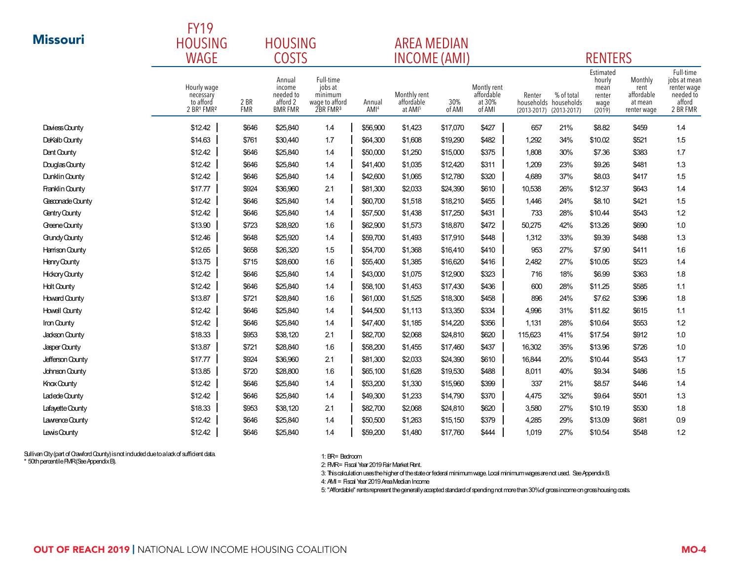# Missouri

| | FY19 HOUSING WAGE | HOUSING COSTS | | | AREA MEDIAN INCOME (AMI) | | | | RENTERS | | | | |
|---|---|---|---|---|---|---|---|---|---|---|---|---|---|
| | Hourly wage necessary to afford 2 BR[1] FMR[2] | 2 BR FMR | Annual income needed to afford 2 BMR FMR | Full-time jobs at minimum wage to afford 2BR FMR[3] | Annual AMI[4] | Monthly rent affordable at AMI[5] | 30% of AMI | Montly rent affordable at 30% of AMI | Renter households (2013-2017) | % of total households (2013-2017) | Estimated hourly mean renter wage (2019) | Monthly rent affordable at mean renter wage | Full-time jobs at mean renter wage needed to afford 2 BR FMR |
| Daviess County | $12.42 | $646 | $25,840 | 1.4 | $56,900 | $1,423 | $17,070 | $427 | 657 | 21% | $8.82 | $459 | 1.4 |
| DeKalb County | $14.63 | $761 | $30,440 | 1.7 | $64,300 | $1,608 | $19,290 | $482 | 1,292 | 34% | $10.02 | $521 | 1.5 |
| Dent County | $12.42 | $646 | $25,840 | 1.4 | $50,000 | $1,250 | $15,000 | $375 | 1,808 | 30% | $7.36 | $383 | 1.7 |
| Douglas County | $12.42 | $646 | $25,840 | 1.4 | $41,400 | $1,035 | $12,420 | $311 | 1,209 | 23% | $9.26 | $481 | 1.3 |
| Dunklin County | $12.42 | $646 | $25,840 | 1.4 | $42,600 | $1,065 | $12,780 | $320 | 4,689 | 37% | $8.03 | $417 | 1.5 |
| Franklin County | $17.77 | $924 | $36,960 | 2.1 | $81,300 | $2,033 | $24,390 | $610 | 10,538 | 26% | $12.37 | $643 | 1.4 |
| Gasconade County | $12.42 | $646 | $25,840 | 1.4 | $60,700 | $1,518 | $18,210 | $455 | 1,446 | 24% | $8.10 | $421 | 1.5 |
| Gentry County | $12.42 | $646 | $25,840 | 1.4 | $57,500 | $1,438 | $17,250 | $431 | 733 | 28% | $10.44 | $543 | 1.2 |
| Greene County | $13.90 | $723 | $28,920 | 1.6 | $62,900 | $1,573 | $18,870 | $472 | 50,275 | 42% | $13.26 | $690 | 1.0 |
| Grundy County | $12.46 | $648 | $25,920 | 1.4 | $59,700 | $1,493 | $17,910 | $448 | 1,312 | 33% | $9.39 | $488 | 1.3 |
| Harrison County | $12.65 | $658 | $26,320 | 1.5 | $54,700 | $1,368 | $16,410 | $410 | 953 | 27% | $7.90 | $411 | 1.6 |
| Henry County | $13.75 | $715 | $28,600 | 1.6 | $55,400 | $1,385 | $16,620 | $416 | 2,482 | 27% | $10.05 | $523 | 1.4 |
| Hickory County | $12.42 | $646 | $25,840 | 1.4 | $43,000 | $1,075 | $12,900 | $323 | 716 | 18% | $6.99 | $363 | 1.8 |
| Holt County | $12.42 | $646 | $25,840 | 1.4 | $58,100 | $1,453 | $17,430 | $436 | 600 | 28% | $11.25 | $585 | 1.1 |
| Howard County | $13.87 | $721 | $28,840 | 1.6 | $61,000 | $1,525 | $18,300 | $458 | 896 | 24% | $7.62 | $396 | 1.8 |
| Howell County | $12.42 | $646 | $25,840 | 1.4 | $44,500 | $1,113 | $13,350 | $334 | 4,996 | 31% | $11.82 | $615 | 1.1 |
| Iron County | $12.42 | $646 | $25,840 | 1.4 | $47,400 | $1,185 | $14,220 | $356 | 1,131 | 28% | $10.64 | $553 | 1.2 |
| Jackson County | $18.33 | $953 | $38,120 | 2.1 | $82,700 | $2,068 | $24,810 | $620 | 115,623 | 41% | $17.54 | $912 | 1.0 |
| Jasper County | $13.87 | $721 | $28,840 | 1.6 | $58,200 | $1,455 | $17,460 | $437 | 16,302 | 35% | $13.96 | $726 | 1.0 |
| Jefferson County | $17.77 | $924 | $36,960 | 2.1 | $81,300 | $2,033 | $24,390 | $610 | 16,844 | 20% | $10.44 | $543 | 1.7 |
| Johnson County | $13.85 | $720 | $28,800 | 1.6 | $65,100 | $1,628 | $19,530 | $488 | 8,011 | 40% | $9.34 | $486 | 1.5 |
| Knox County | $12.42 | $646 | $25,840 | 1.4 | $53,200 | $1,330 | $15,960 | $399 | 337 | 21% | $8.57 | $446 | 1.4 |
| Laclede County | $12.42 | $646 | $25,840 | 1.4 | $49,300 | $1,233 | $14,790 | $370 | 4,475 | 32% | $9.64 | $501 | 1.3 |
| Lafayette County | $18.33 | $953 | $38,120 | 2.1 | $82,700 | $2,068 | $24,810 | $620 | 3,580 | 27% | $10.19 | $530 | 1.8 |
| Lawrence County | $12.42 | $646 | $25,840 | 1.4 | $50,500 | $1,263 | $15,150 | $379 | 4,285 | 29% | $13.09 | $681 | 0.9 |
| Lewis County | $12.42 | $646 | $25,840 | 1.4 | $59,200 | $1,480 | $17,760 | $444 | 1,019 | 27% | $10.54 | $548 | 1.2 |

Sullivan City (part of Crawford County) is not included due to a lack of sufficient data.
* 50th percentile FMR (See Appendix B).

1: BR = Bedroom
2: FMR = Fiscal Year 2019 Fair Market Rent.
3: This calculation uses the higher of the state or federal minimum wage. Local minimum wages are not used. See Appendix B.
4: AMI = Fiscal Year 2019 Area Median Income
5: "Affordable" rents represent the generally accepted standard of spending not more than 30% of gross income on gross housing costs.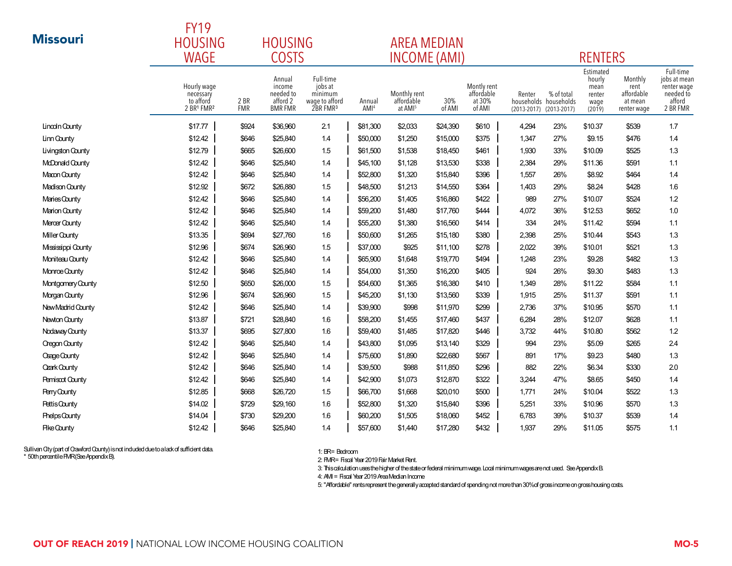# Missouri

| | FY19 HOUSING WAGE | HOUSING COSTS | | | AREA MEDIAN INCOME (AMI) | | | | RENTERS | | | | |
|---|---|---|---|---|---|---|---|---|---|---|---|---|---|
| | Hourly wage necessary to afford 2 BR[1] FMR[2] | 2 BR FMR | Annual income needed to afford 2 BMR FMR | Full-time jobs at minimum wage to afford 2BR FMR[3] | Annual AMI[4] | Monthly rent affordable at AMI[5] | 30% of AMI | Montly rent affordable at 30% of AMI | Renter households (2013-2017) | % of total households (2013-2017) | Estimated hourly mean renter wage (2019) | Monthly rent affordable at mean renter wage | Full-time jobs at mean renter wage needed to afford 2 BR FMR |
| Lincoln County | $17.77 | $924 | $36,960 | 2.1 | $81,300 | $2,033 | $24,390 | $610 | 4,294 | 23% | $10.37 | $539 | 1.7 |
| Linn County | $12.42 | $646 | $25,840 | 1.4 | $50,000 | $1,250 | $15,000 | $375 | 1,347 | 27% | $9.15 | $476 | 1.4 |
| Livingston County | $12.79 | $665 | $26,600 | 1.5 | $61,500 | $1,538 | $18,450 | $461 | 1,930 | 33% | $10.09 | $525 | 1.3 |
| McDonald County | $12.42 | $646 | $25,840 | 1.4 | $45,100 | $1,128 | $13,530 | $338 | 2,384 | 29% | $11.36 | $591 | 1.1 |
| Macon County | $12.42 | $646 | $25,840 | 1.4 | $52,800 | $1,320 | $15,840 | $396 | 1,557 | 26% | $8.92 | $464 | 1.4 |
| Madison County | $12.92 | $672 | $26,880 | 1.5 | $48,500 | $1,213 | $14,550 | $364 | 1,403 | 29% | $8.24 | $428 | 1.6 |
| Maries County | $12.42 | $646 | $25,840 | 1.4 | $56,200 | $1,405 | $16,860 | $422 | 989 | 27% | $10.07 | $524 | 1.2 |
| Marion County | $12.42 | $646 | $25,840 | 1.4 | $59,200 | $1,480 | $17,760 | $444 | 4,072 | 36% | $12.53 | $652 | 1.0 |
| Mercer County | $12.42 | $646 | $25,840 | 1.4 | $55,200 | $1,380 | $16,560 | $414 | 334 | 24% | $11.42 | $594 | 1.1 |
| Miller County | $13.35 | $694 | $27,760 | 1.6 | $50,600 | $1,265 | $15,180 | $380 | 2,398 | 25% | $10.44 | $543 | 1.3 |
| Mississippi County | $12.96 | $674 | $26,960 | 1.5 | $37,000 | $925 | $11,100 | $278 | 2,022 | 39% | $10.01 | $521 | 1.3 |
| Moniteau County | $12.42 | $646 | $25,840 | 1.4 | $65,900 | $1,648 | $19,770 | $494 | 1,248 | 23% | $9.28 | $482 | 1.3 |
| Monroe County | $12.42 | $646 | $25,840 | 1.4 | $54,000 | $1,350 | $16,200 | $405 | 924 | 26% | $9.30 | $483 | 1.3 |
| Montgomery County | $12.50 | $650 | $26,000 | 1.5 | $54,600 | $1,365 | $16,380 | $410 | 1,349 | 28% | $11.22 | $584 | 1.1 |
| Morgan County | $12.96 | $674 | $26,960 | 1.5 | $45,200 | $1,130 | $13,560 | $339 | 1,915 | 25% | $11.37 | $591 | 1.1 |
| New Madrid County | $12.42 | $646 | $25,840 | 1.4 | $39,900 | $998 | $11,970 | $299 | 2,736 | 37% | $10.95 | $570 | 1.1 |
| Newton County | $13.87 | $721 | $28,840 | 1.6 | $58,200 | $1,455 | $17,460 | $437 | 6,284 | 28% | $12.07 | $628 | 1.1 |
| Nodaway County | $13.37 | $695 | $27,800 | 1.6 | $59,400 | $1,485 | $17,820 | $446 | 3,732 | 44% | $10.80 | $562 | 1.2 |
| Oregon County | $12.42 | $646 | $25,840 | 1.4 | $43,800 | $1,095 | $13,140 | $329 | 994 | 23% | $5.09 | $265 | 2.4 |
| Osage County | $12.42 | $646 | $25,840 | 1.4 | $75,600 | $1,890 | $22,680 | $567 | 891 | 17% | $9.23 | $480 | 1.3 |
| Ozark County | $12.42 | $646 | $25,840 | 1.4 | $39,500 | $988 | $11,850 | $296 | 882 | 22% | $6.34 | $330 | 2.0 |
| Pemiscot County | $12.42 | $646 | $25,840 | 1.4 | $42,900 | $1,073 | $12,870 | $322 | 3,244 | 47% | $8.65 | $450 | 1.4 |
| Perry County | $12.85 | $668 | $26,720 | 1.5 | $66,700 | $1,668 | $20,010 | $500 | 1,771 | 24% | $10.04 | $522 | 1.3 |
| Pettis County | $14.02 | $729 | $29,160 | 1.6 | $52,800 | $1,320 | $15,840 | $396 | 5,251 | 33% | $10.96 | $570 | 1.3 |
| Phelps County | $14.04 | $730 | $29,200 | 1.6 | $60,200 | $1,505 | $18,060 | $452 | 6,783 | 39% | $10.37 | $539 | 1.4 |
| Pike County | $12.42 | $646 | $25,840 | 1.4 | $57,600 | $1,440 | $17,280 | $432 | 1,937 | 29% | $11.05 | $575 | 1.1 |

Sullivan City (part of Crawford County) is not included due to a lack of sufficient data.
* 50th percentile FMR (See Appendix B).

1: BR = Bedroom
2: FMR = Fiscal Year 2019 Fair Market Rent.
3: This calculation uses the higher of the state or federal minimum wage. Local minimum wages are not used. See Appendix B.
4: AMI = Fiscal Year 2019 Area Median Income
5: "Affordable" rents represent the generally accepted standard of spending not more than 30% of gross income on gross housing costs.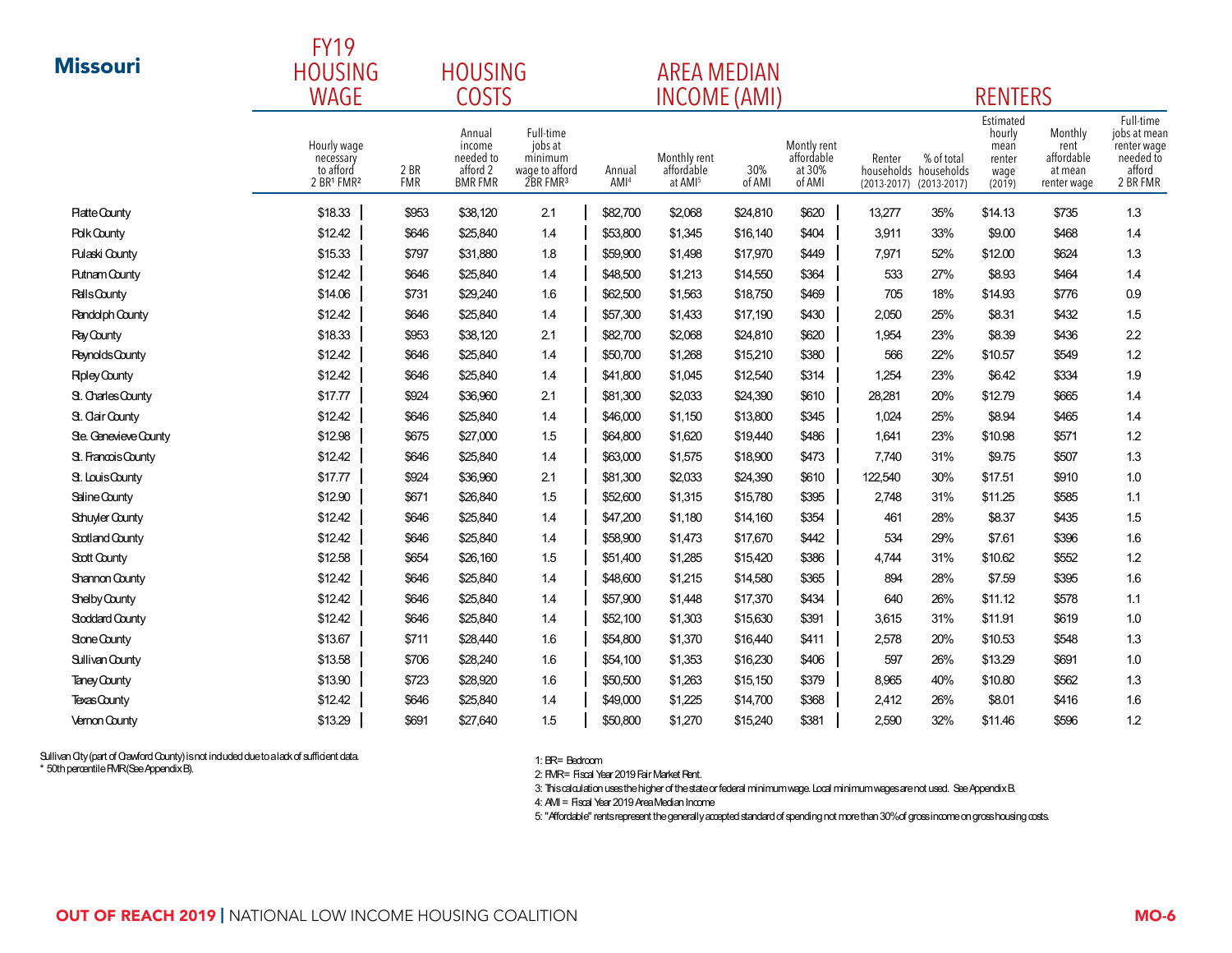## Missouri

| | FY19 HOUSING WAGE | HOUSING COSTS | | | AREA MEDIAN INCOME (AMI) | | | | RENTERS | | | | |
|---|---|---|---|---|---|---|---|---|---|---|---|---|---|
| | Hourly wage necessary to afford 2 BR[1] FMR[2] | 2 BR FMR | Annual income needed to afford 2 BMR FMR | Full-time jobs at minimum wage to afford 2BR FMR[3] | Annual AMI[4] | Monthly rent affordable at AMI[5] | 30% of AMI | Montly rent affordable at 30% of AMI | Renter households (2013-2017) | % of total households (2013-2017) | Estimated hourly mean renter wage (2019) | Monthly rent affordable at mean renter wage | Full-time jobs at mean renter wage needed to afford 2 BR FMR |
| Platte County | $18.33 | $953 | $38,120 | 2.1 | $82,700 | $2,068 | $24,810 | $620 | 13,277 | 35% | $14.13 | $735 | 1.3 |
| Polk County | $12.42 | $646 | $25,840 | 1.4 | $53,800 | $1,345 | $16,140 | $404 | 3,911 | 33% | $9.00 | $468 | 1.4 |
| Pulaski County | $15.33 | $797 | $31,880 | 1.8 | $59,900 | $1,498 | $17,970 | $449 | 7,971 | 52% | $12.00 | $624 | 1.3 |
| Putnam County | $12.42 | $646 | $25,840 | 1.4 | $48,500 | $1,213 | $14,550 | $364 | 533 | 27% | $8.93 | $464 | 1.4 |
| Ralls County | $14.06 | $731 | $29,240 | 1.6 | $62,500 | $1,563 | $18,750 | $469 | 705 | 18% | $14.93 | $776 | 0.9 |
| Randolph County | $12.42 | $646 | $25,840 | 1.4 | $57,300 | $1,433 | $17,190 | $430 | 2,050 | 25% | $8.31 | $432 | 1.5 |
| Ray County | $18.33 | $953 | $38,120 | 2.1 | $82,700 | $2,068 | $24,810 | $620 | 1,954 | 23% | $8.39 | $436 | 2.2 |
| Reynolds County | $12.42 | $646 | $25,840 | 1.4 | $50,700 | $1,268 | $15,210 | $380 | 566 | 22% | $10.57 | $549 | 1.2 |
| Ripley County | $12.42 | $646 | $25,840 | 1.4 | $41,800 | $1,045 | $12,540 | $314 | 1,254 | 23% | $6.42 | $334 | 1.9 |
| St. Charles County | $17.77 | $924 | $36,960 | 2.1 | $81,300 | $2,033 | $24,390 | $610 | 28,281 | 20% | $12.79 | $665 | 1.4 |
| St. Clair County | $12.42 | $646 | $25,840 | 1.4 | $46,000 | $1,150 | $13,800 | $345 | 1,024 | 25% | $8.94 | $465 | 1.4 |
| Ste. Genevieve County | $12.98 | $675 | $27,000 | 1.5 | $64,800 | $1,620 | $19,440 | $486 | 1,641 | 23% | $10.98 | $571 | 1.2 |
| St. Francois County | $12.42 | $646 | $25,840 | 1.4 | $63,000 | $1,575 | $18,900 | $473 | 7,740 | 31% | $9.75 | $507 | 1.3 |
| St. Louis County | $17.77 | $924 | $36,960 | 2.1 | $81,300 | $2,033 | $24,390 | $610 | 122,540 | 30% | $17.51 | $910 | 1.0 |
| Saline County | $12.90 | $671 | $26,840 | 1.5 | $52,600 | $1,315 | $15,780 | $395 | 2,748 | 31% | $11.25 | $585 | 1.1 |
| Schuyler County | $12.42 | $646 | $25,840 | 1.4 | $47,200 | $1,180 | $14,160 | $354 | 461 | 28% | $8.37 | $435 | 1.5 |
| Scotland County | $12.42 | $646 | $25,840 | 1.4 | $58,900 | $1,473 | $17,670 | $442 | 534 | 29% | $7.61 | $396 | 1.6 |
| Scott County | $12.58 | $654 | $26,160 | 1.5 | $51,400 | $1,285 | $15,420 | $386 | 4,744 | 31% | $10.62 | $552 | 1.2 |
| Shannon County | $12.42 | $646 | $25,840 | 1.4 | $48,600 | $1,215 | $14,580 | $365 | 894 | 28% | $7.59 | $395 | 1.6 |
| Shelby County | $12.42 | $646 | $25,840 | 1.4 | $57,900 | $1,448 | $17,370 | $434 | 640 | 26% | $11.12 | $578 | 1.1 |
| Stoddard County | $12.42 | $646 | $25,840 | 1.4 | $52,100 | $1,303 | $15,630 | $391 | 3,615 | 31% | $11.91 | $619 | 1.0 |
| Stone County | $13.67 | $711 | $28,440 | 1.6 | $54,800 | $1,370 | $16,440 | $411 | 2,578 | 20% | $10.53 | $548 | 1.3 |
| Sullivan County | $13.58 | $706 | $28,240 | 1.6 | $54,100 | $1,353 | $16,230 | $406 | 597 | 26% | $13.29 | $691 | 1.0 |
| Taney County | $13.90 | $723 | $28,920 | 1.6 | $50,500 | $1,263 | $15,150 | $379 | 8,965 | 40% | $10.80 | $562 | 1.3 |
| Texas County | $12.42 | $646 | $25,840 | 1.4 | $49,000 | $1,225 | $14,700 | $368 | 2,412 | 26% | $8.01 | $416 | 1.6 |
| Vernon County | $13.29 | $691 | $27,640 | 1.5 | $50,800 | $1,270 | $15,240 | $381 | 2,590 | 32% | $11.46 | $596 | 1.2 |

Sullivan City (part of Crawford County) is not included due to a lack of sufficient data.
* 50th percentile FMR (See Appendix B).

1: BR = Bedroom
2: FMR = Fiscal Year 2019 Fair Market Rent.
3: This calculation uses the higher of the state or federal minimum wage. Local minimum wages are not used. See Appendix B.
4: AMI = Fiscal Year 2019 Area Median Income
5: "Affordable" rents represent the generally accepted standard of spending not more than 30% of gross income on gross housing costs.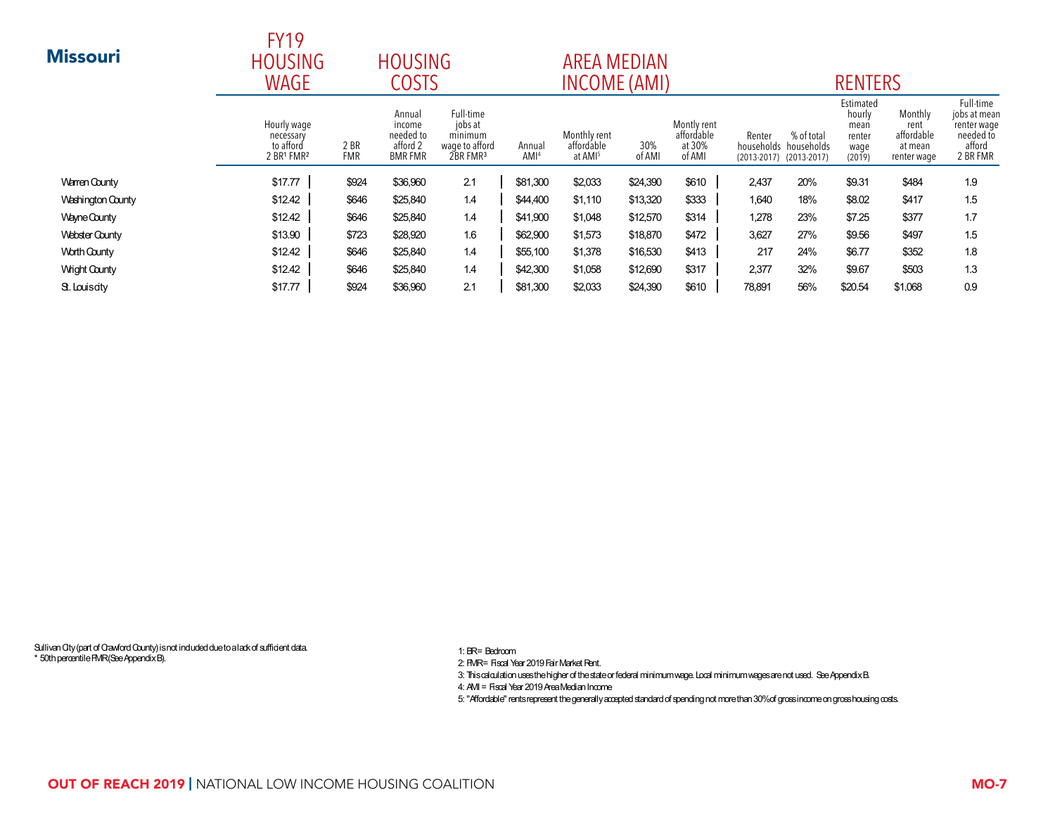# Missouri

| | FY19 HOUSING WAGE | HOUSING COSTS | | | AREA MEDIAN INCOME (AMI) | | | | RENTERS | | | | |
|---|---|---|---|---|---|---|---|---|---|---|---|---|---|
| | Hourly wage necessary to afford 2 BR[1] FMR[2] | 2 BR FMR | Annual income needed to afford 2 BMR FMR | Full-time jobs at minimum wage to afford 2BR FMR[3] | Annual AMI[4] | Monthly rent affordable at AMI[5] | 30% of AMI | Montly rent affordable at 30% of AMI | Renter households (2013-2017) | % of total households (2013-2017) | Estimated hourly mean renter wage (2019) | Monthly rent affordable at mean renter wage | Full-time jobs at mean renter wage needed to afford 2 BR FMR |
| Warren County | $17.77 | $924 | $36,960 | 2.1 | $81,300 | $2,033 | $24,390 | $610 | 2,437 | 20% | $9.31 | $484 | 1.9 |
| Washington County | $12.42 | $646 | $25,840 | 1.4 | $44,400 | $1,110 | $13,320 | $333 | 1,640 | 18% | $8.02 | $417 | 1.5 |
| Wayne County | $12.42 | $646 | $25,840 | 1.4 | $41,900 | $1,048 | $12,570 | $314 | 1,278 | 23% | $7.25 | $377 | 1.7 |
| Webster County | $13.90 | $723 | $28,920 | 1.6 | $62,900 | $1,573 | $18,870 | $472 | 3,627 | 27% | $9.56 | $497 | 1.5 |
| Worth County | $12.42 | $646 | $25,840 | 1.4 | $55,100 | $1,378 | $16,530 | $413 | 217 | 24% | $6.77 | $352 | 1.8 |
| Wright County | $12.42 | $646 | $25,840 | 1.4 | $42,300 | $1,058 | $12,690 | $317 | 2,377 | 32% | $9.67 | $503 | 1.3 |
| St. Louis city | $17.77 | $924 | $36,960 | 2.1 | $81,300 | $2,033 | $24,390 | $610 | 78,891 | 56% | $20.54 | $1,068 | 0.9 |

Sullivan City (part of Crawford County) is not included due to a lack of sufficient data.
* 50th percentile FMR (See Appendix B).

1: BR = Bedroom
2: FMR = Fiscal Year 2019 Fair Market Rent.
3: This calculation uses the higher of the state or federal minimum wage. Local minimum wages are not used. See Appendix B.
4: AMI = Fiscal Year 2019 Area Median Income
5: "Affordable" rents represent the generally accepted standard of spending not more than 30% of gross income on gross housing costs.